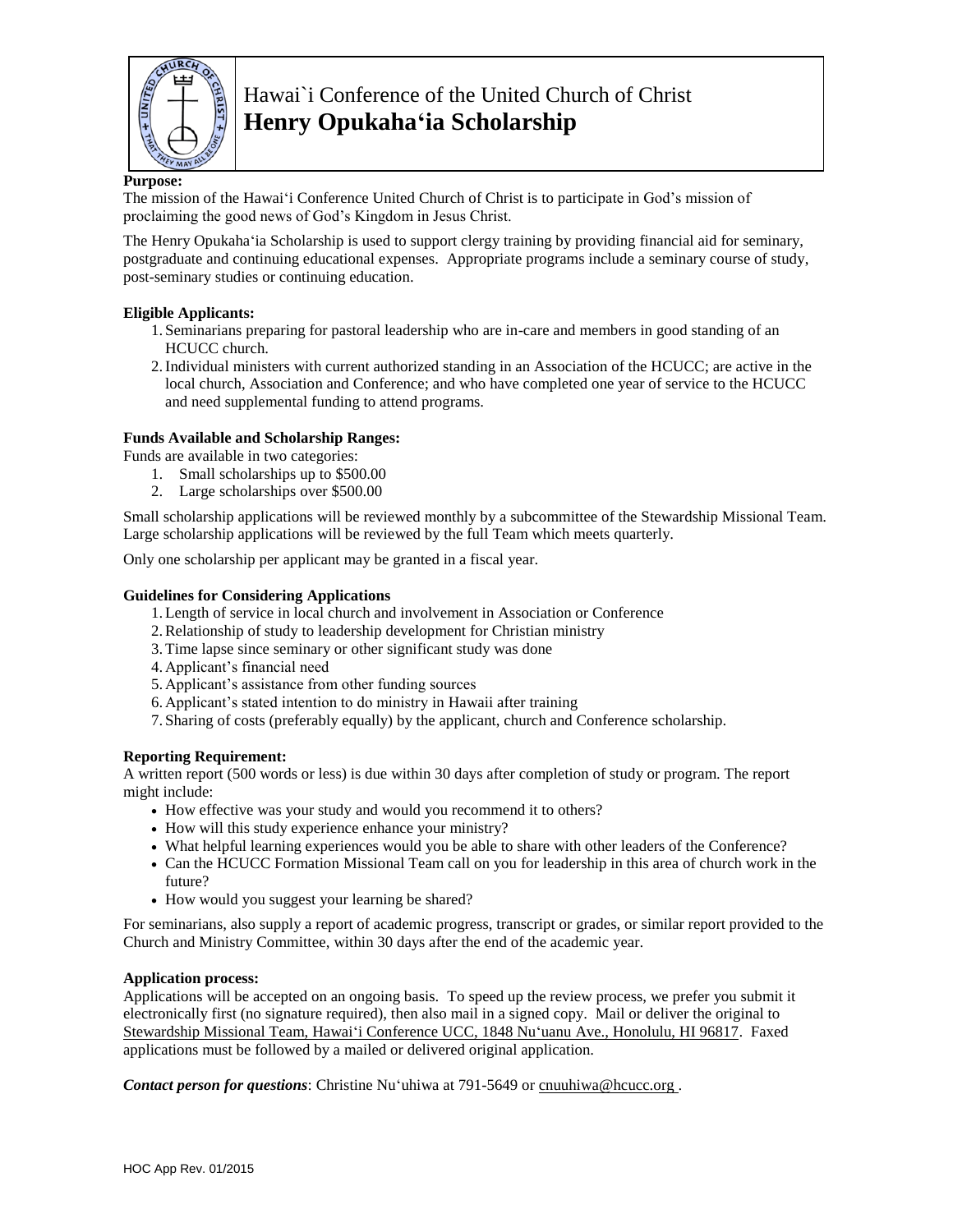# Hawai`i Conference of the United Church of Christ
## Henry Opukaha'ia Scholarship

**Purpose:**

The mission of the Hawai'i Conference United Church of Christ is to participate in God's mission of proclaiming the good news of God's Kingdom in Jesus Christ.

The Henry Opukaha'ia Scholarship is used to support clergy training by providing financial aid for seminary, postgraduate and continuing educational expenses. Appropriate programs include a seminary course of study, post-seminary studies or continuing education.

**Eligible Applicants:**

1. Seminarians preparing for pastoral leadership who are in-care and members in good standing of an HCUCC church.
2. Individual ministers with current authorized standing in an Association of the HCUCC; are active in the local church, Association and Conference; and who have completed one year of service to the HCUCC and need supplemental funding to attend programs.

**Funds Available and Scholarship Ranges:**

Funds are available in two categories:

1. Small scholarships up to $500.00
2. Large scholarships over $500.00

Small scholarship applications will be reviewed monthly by a subcommittee of the Stewardship Missional Team. Large scholarship applications will be reviewed by the full Team which meets quarterly.

Only one scholarship per applicant may be granted in a fiscal year.

**Guidelines for Considering Applications**

1. Length of service in local church and involvement in Association or Conference
2. Relationship of study to leadership development for Christian ministry
3. Time lapse since seminary or other significant study was done
4. Applicant's financial need
5. Applicant's assistance from other funding sources
6. Applicant's stated intention to do ministry in Hawaii after training
7. Sharing of costs (preferably equally) by the applicant, church and Conference scholarship.

**Reporting Requirement:**

A written report (500 words or less) is due within 30 days after completion of study or program. The report might include:

- How effective was your study and would you recommend it to others?
- How will this study experience enhance your ministry?
- What helpful learning experiences would you be able to share with other leaders of the Conference?
- Can the HCUCC Formation Missional Team call on you for leadership in this area of church work in the future?
- How would you suggest your learning be shared?

For seminarians, also supply a report of academic progress, transcript or grades, or similar report provided to the Church and Ministry Committee, within 30 days after the end of the academic year.

**Application process:**

Applications will be accepted on an ongoing basis. To speed up the review process, we prefer you submit it electronically first (no signature required), then also mail in a signed copy. Mail or deliver the original to Stewardship Missional Team, Hawai'i Conference UCC, 1848 Nu'uanu Ave., Honolulu, HI 96817. Faxed applications must be followed by a mailed or delivered original application.

***Contact person for questions***: Christine Nu'uhiwa at 791-5649 or cnuuhiwa@hcucc.org .

HOC App Rev. 01/2015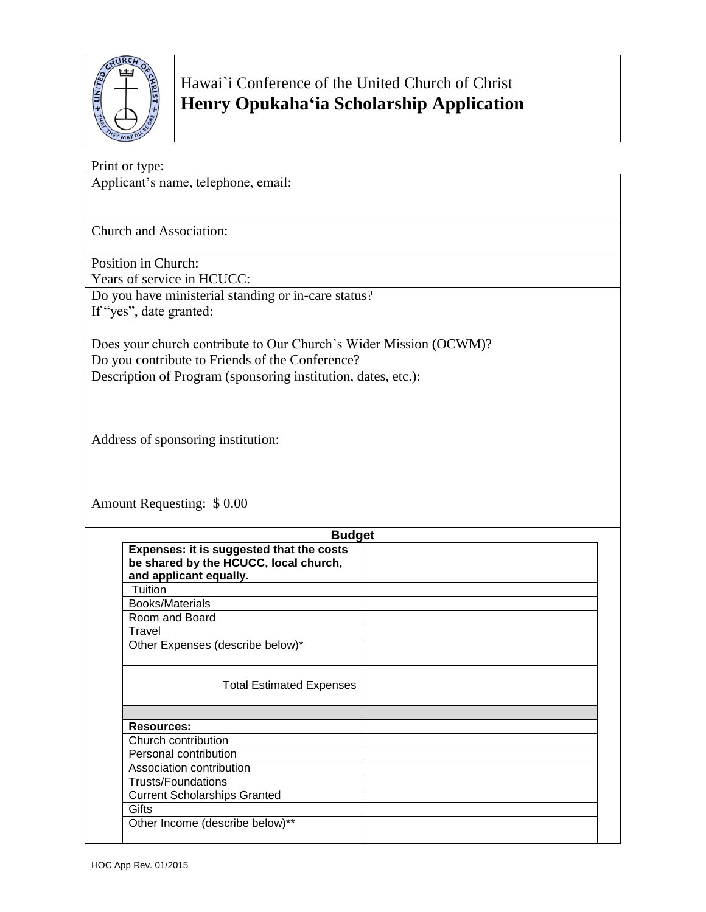Hawai`i Conference of the United Church of Christ

# Henry Opukaha'ia Scholarship Application

Print or type:

Applicant's name, telephone, email:

Church and Association:

Position in Church:
Years of service in HCUCC:

Do you have ministerial standing or in-care status?
If "yes", date granted:

Does your church contribute to Our Church's Wider Mission (OCWM)?
Do you contribute to Friends of the Conference?

Description of Program (sponsoring institution, dates, etc.):

Address of sponsoring institution:

Amount Requesting: $ 0.00

**Budget**

| **Expenses: it is suggested that the costs be shared by the HCUCC, local church, and applicant equally.** | |
|---|---|
| Tuition | |
| Books/Materials | |
| Room and Board | |
| Travel | |
| Other Expenses (describe below)* | |
| Total Estimated Expenses | |
| | |
| **Resources:** | |
| Church contribution | |
| Personal contribution | |
| Association contribution | |
| Trusts/Foundations | |
| Current Scholarships Granted | |
| Gifts | |
| Other Income (describe below)** | |

HOC App Rev. 01/2015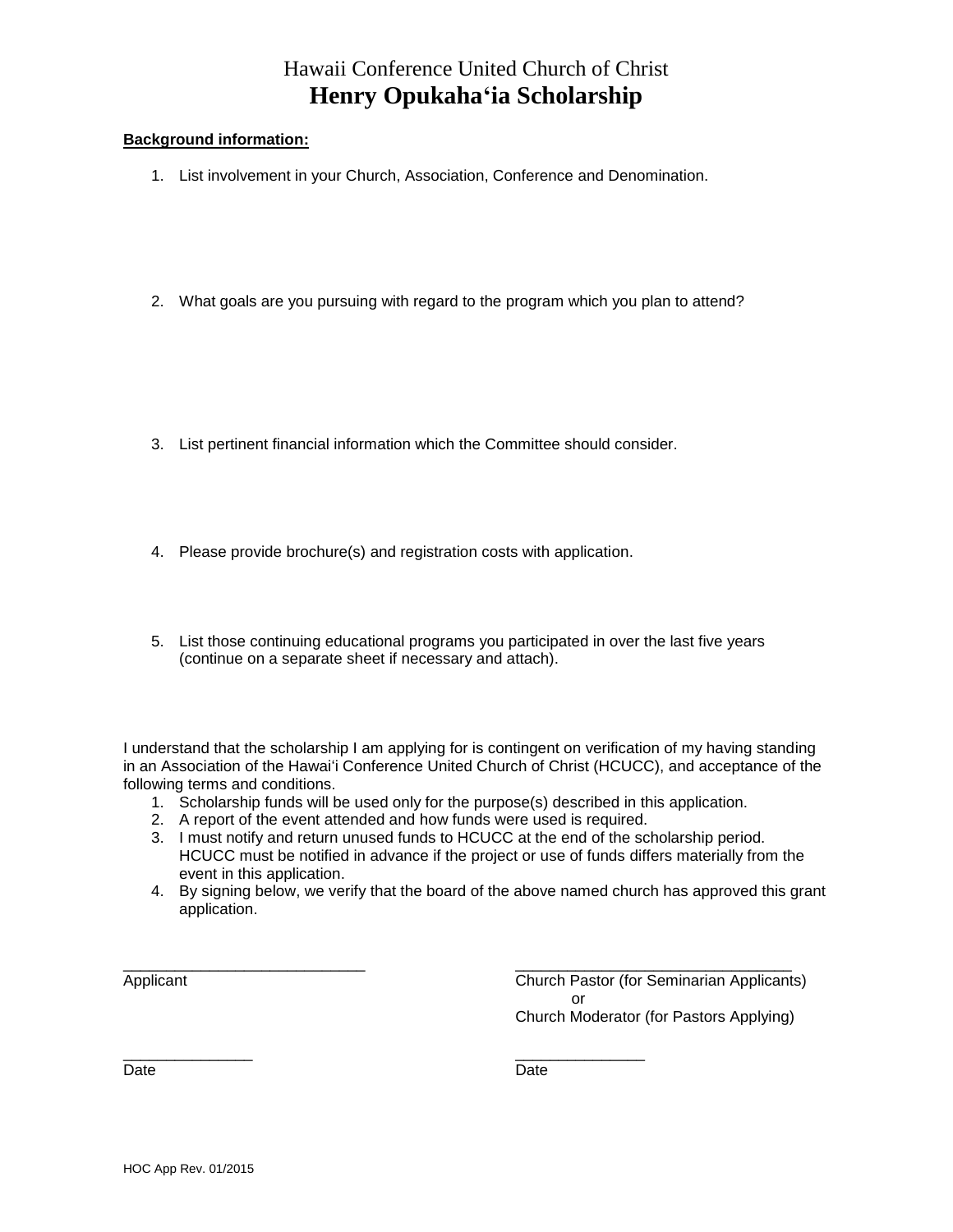# Hawaii Conference United Church of Christ
# **Henry Opukahaʻia Scholarship**

**Background information:**

1. List involvement in your Church, Association, Conference and Denomination.

2. What goals are you pursuing with regard to the program which you plan to attend?

3. List pertinent financial information which the Committee should consider.

4. Please provide brochure(s) and registration costs with application.

5. List those continuing educational programs you participated in over the last five years (continue on a separate sheet if necessary and attach).

I understand that the scholarship I am applying for is contingent on verification of my having standing in an Association of the Hawaiʻi Conference United Church of Christ (HCUCC), and acceptance of the following terms and conditions.

1. Scholarship funds will be used only for the purpose(s) described in this application.
2. A report of the event attended and how funds were used is required.
3. I must notify and return unused funds to HCUCC at the end of the scholarship period. HCUCC must be notified in advance if the project or use of funds differs materially from the event in this application.
4. By signing below, we verify that the board of the above named church has approved this grant application.

| | |
|---|---|
| ____________________________ | ________________________________ |
| Applicant | Church Pastor (for Seminarian Applicants)<br>or<br>Church Moderator (for Pastors Applying) |
| _______________ | _______________ |
| Date | Date |

HOC App Rev. 01/2015